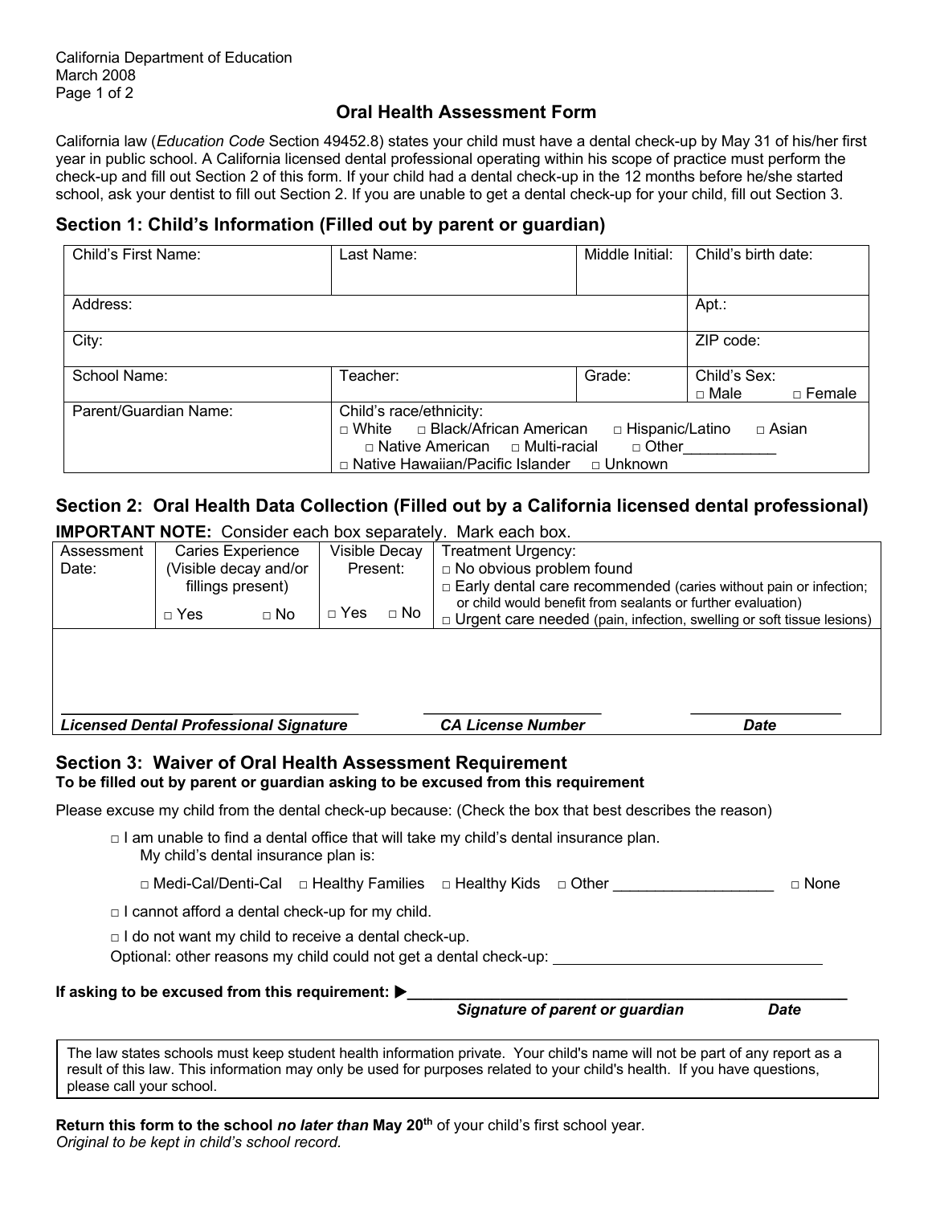California Department of Education
March 2008

# Oral Health Assessment Form

California law (*Education Code* Section 49452.8) states your child must have a dental check-up by May 31 of his/her first year in public school. A California licensed dental professional operating within his scope of practice must perform the check-up and fill out Section 2 of this form. If your child had a dental check-up in the 12 months before he/she started school, ask your dentist to fill out Section 2. If you are unable to get a dental check-up for your child, fill out Section 3.

## Section 1: Child's Information (Filled out by parent or guardian)

| Child's First Name: | Last Name: | Middle Initial: | Child's birth date: |
|---|---|---|---|
| Address: | | | Apt.: |
| City: | | | ZIP code: |
| School Name: | Teacher: | Grade: | Child's Sex: □ Male □ Female |
| Parent/Guardian Name: | Child's race/ethnicity: □ White □ Black/African American □ Hispanic/Latino □ Asian □ Native American □ Multi-racial □ Other___________ □ Native Hawaiian/Pacific Islander □ Unknown | | |

## Section 2: Oral Health Data Collection (Filled out by a California licensed dental professional)

**IMPORTANT NOTE:** Consider each box separately. Mark each box.

| Assessment Date: | Caries Experience (Visible decay and/or fillings present) | Visible Decay Present: | Treatment Urgency: |
|---|---|---|---|
| | □ Yes □ No | □ Yes □ No | □ No obvious problem found<br>□ Early dental care recommended (caries without pain or infection; or child would benefit from sealants or further evaluation)<br>□ Urgent care needed (pain, infection, swelling or soft tissue lesions) |

______________________________ ______________________ __________________
***Licensed Dental Professional Signature*** ***CA License Number*** ***Date***

## Section 3: Waiver of Oral Health Assessment Requirement

**To be filled out by parent or guardian asking to be excused from this requirement**

Please excuse my child from the dental check-up because: (Check the box that best describes the reason)

□ I am unable to find a dental office that will take my child's dental insurance plan.
My child's dental insurance plan is:

□ Medi-Cal/Denti-Cal □ Healthy Families □ Healthy Kids □ Other ___________________ □ None

□ I cannot afford a dental check-up for my child.

□ I do not want my child to receive a dental check-up.
Optional: other reasons my child could not get a dental check-up: ________________________________

**If asking to be excused from this requirement:** ▶______________________________________________
***Signature of parent or guardian*** ***Date***

The law states schools must keep student health information private. Your child's name will not be part of any report as a result of this law. This information may only be used for purposes related to your child's health. If you have questions, please call your school.

**Return this form to the school *no later than* May 20th** of your child's first school year.
*Original to be kept in child's school record.*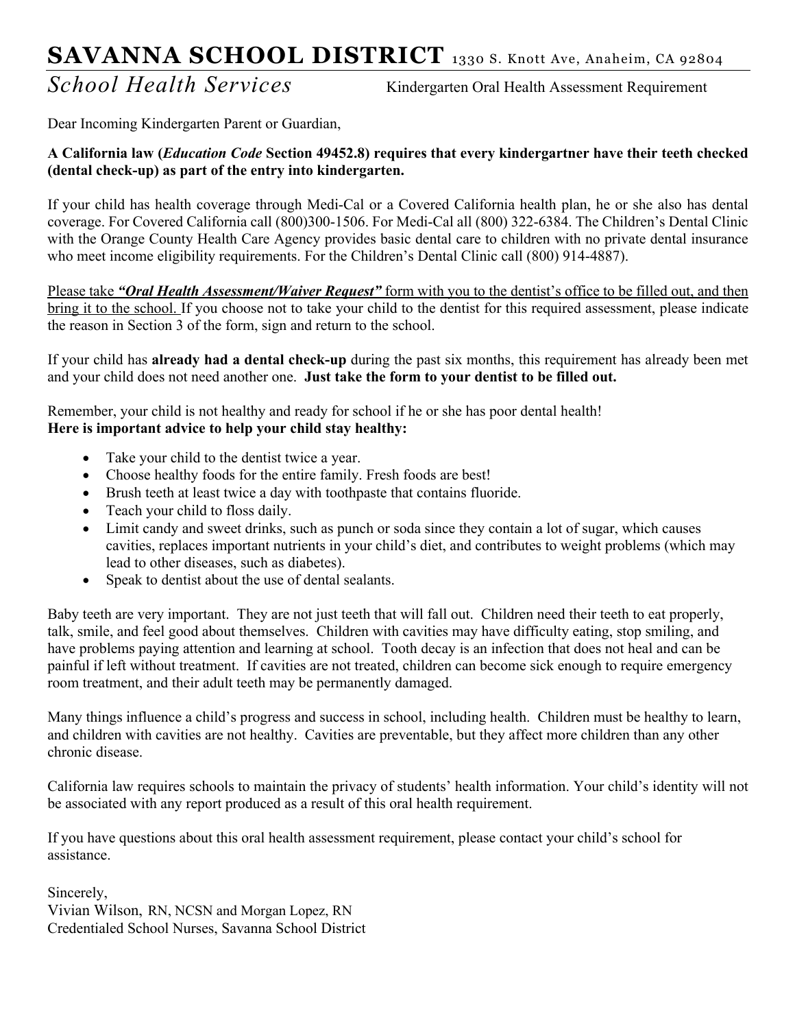# SAVANNA SCHOOL DISTRICT 1330 S. Knott Ave, Anaheim, CA 92804

## *School Health Services* Kindergarten Oral Health Assessment Requirement

Dear Incoming Kindergarten Parent or Guardian,

**A California law (*Education Code* Section 49452.8) requires that every kindergartner have their teeth checked (dental check-up) as part of the entry into kindergarten.**

If your child has health coverage through Medi-Cal or a Covered California health plan, he or she also has dental coverage. For Covered California call (800)300-1506. For Medi-Cal all (800) 322-6384. The Children's Dental Clinic with the Orange County Health Care Agency provides basic dental care to children with no private dental insurance who meet income eligibility requirements. For the Children's Dental Clinic call (800) 914-4887).

<u>Please take ***"Oral Health Assessment/Waiver Request"*** form with you to the dentist's office to be filled out, and then bring it to the school.</u> If you choose not to take your child to the dentist for this required assessment, please indicate the reason in Section 3 of the form, sign and return to the school.

If your child has **already had a dental check-up** during the past six months, this requirement has already been met and your child does not need another one. **Just take the form to your dentist to be filled out.**

Remember, your child is not healthy and ready for school if he or she has poor dental health!
**Here is important advice to help your child stay healthy:**

- Take your child to the dentist twice a year.
- Choose healthy foods for the entire family. Fresh foods are best!
- Brush teeth at least twice a day with toothpaste that contains fluoride.
- Teach your child to floss daily.
- Limit candy and sweet drinks, such as punch or soda since they contain a lot of sugar, which causes cavities, replaces important nutrients in your child's diet, and contributes to weight problems (which may lead to other diseases, such as diabetes).
- Speak to dentist about the use of dental sealants.

Baby teeth are very important. They are not just teeth that will fall out. Children need their teeth to eat properly, talk, smile, and feel good about themselves. Children with cavities may have difficulty eating, stop smiling, and have problems paying attention and learning at school. Tooth decay is an infection that does not heal and can be painful if left without treatment. If cavities are not treated, children can become sick enough to require emergency room treatment, and their adult teeth may be permanently damaged.

Many things influence a child's progress and success in school, including health. Children must be healthy to learn, and children with cavities are not healthy. Cavities are preventable, but they affect more children than any other chronic disease.

California law requires schools to maintain the privacy of students' health information. Your child's identity will not be associated with any report produced as a result of this oral health requirement.

If you have questions about this oral health assessment requirement, please contact your child's school for assistance.

Sincerely,
Vivian Wilson, RN, NCSN and Morgan Lopez, RN
Credentialed School Nurses, Savanna School District